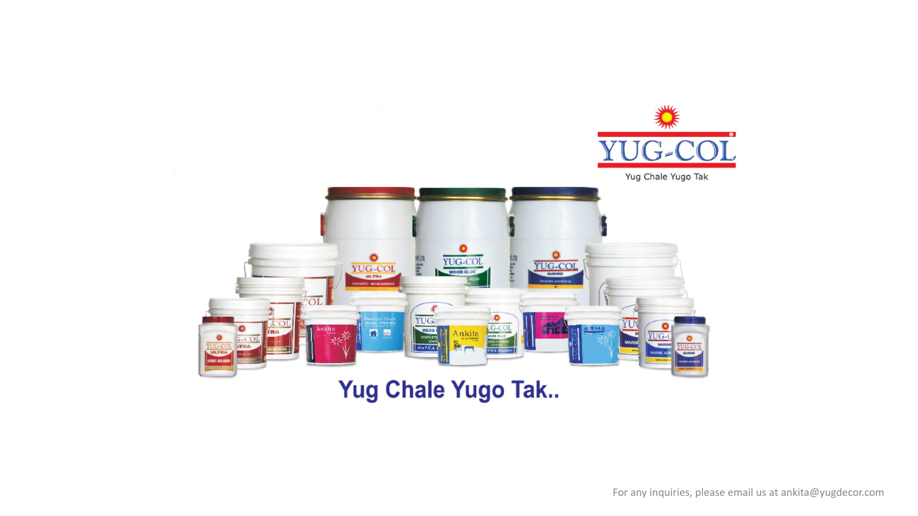YUG-COL

Yug Chale Yugo Tak

# Yug Chale Yugo Tak..

For any inquiries, please email us at ankita@yugdecor.com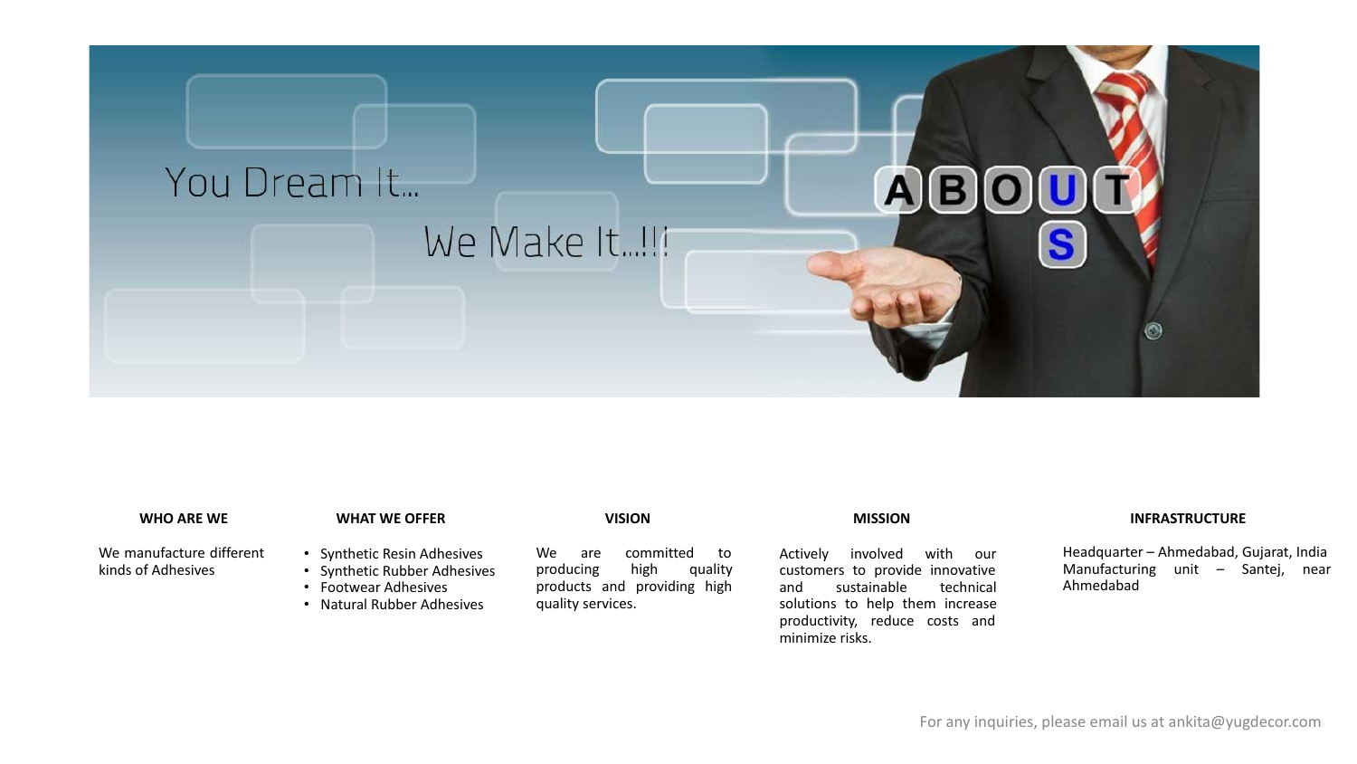You Dream It...

We Make It...!!!

ABOUT US

### WHO ARE WE

We manufacture different kinds of Adhesives

### WHAT WE OFFER

- Synthetic Resin Adhesives
- Synthetic Rubber Adhesives
- Footwear Adhesives
- Natural Rubber Adhesives

### VISION

We are committed to producing high quality products and providing high quality services.

### MISSION

Actively involved with our customers to provide innovative and sustainable technical solutions to help them increase productivity, reduce costs and minimize risks.

### INFRASTRUCTURE

Headquarter – Ahmedabad, Gujarat, India
Manufacturing unit – Santej, near Ahmedabad

For any inquiries, please email us at ankita@yugdecor.com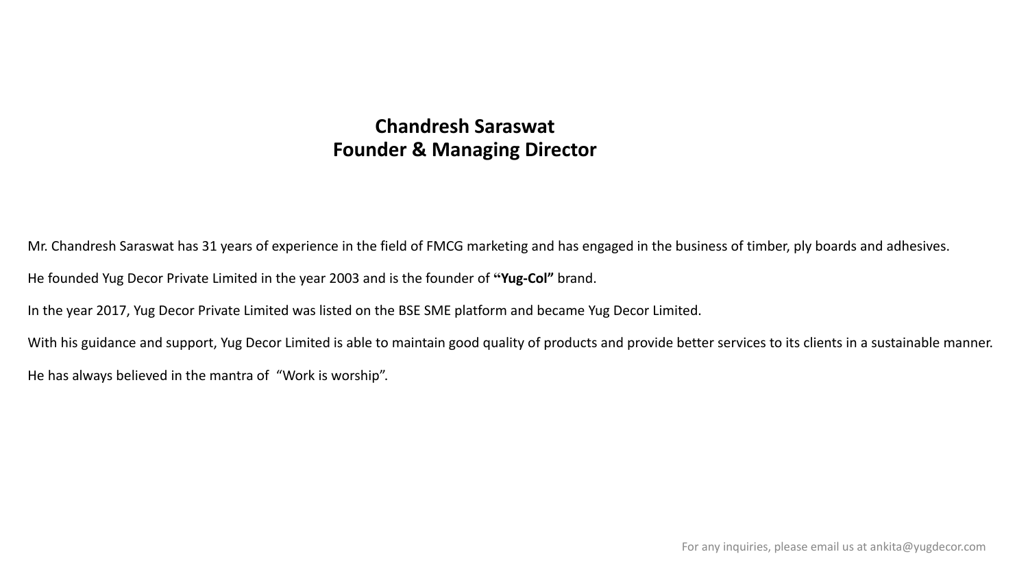## Chandresh Saraswat
## Founder & Managing Director

Mr. Chandresh Saraswat has 31 years of experience in the field of FMCG marketing and has engaged in the business of timber, ply boards and adhesives.

He founded Yug Decor Private Limited in the year 2003 and is the founder of **“Yug-Col”** brand.

In the year 2017, Yug Decor Private Limited was listed on the BSE SME platform and became Yug Decor Limited.

With his guidance and support, Yug Decor Limited is able to maintain good quality of products and provide better services to its clients in a sustainable manner.

He has always believed in the mantra of “Work is worship”.

For any inquiries, please email us at ankita@yugdecor.com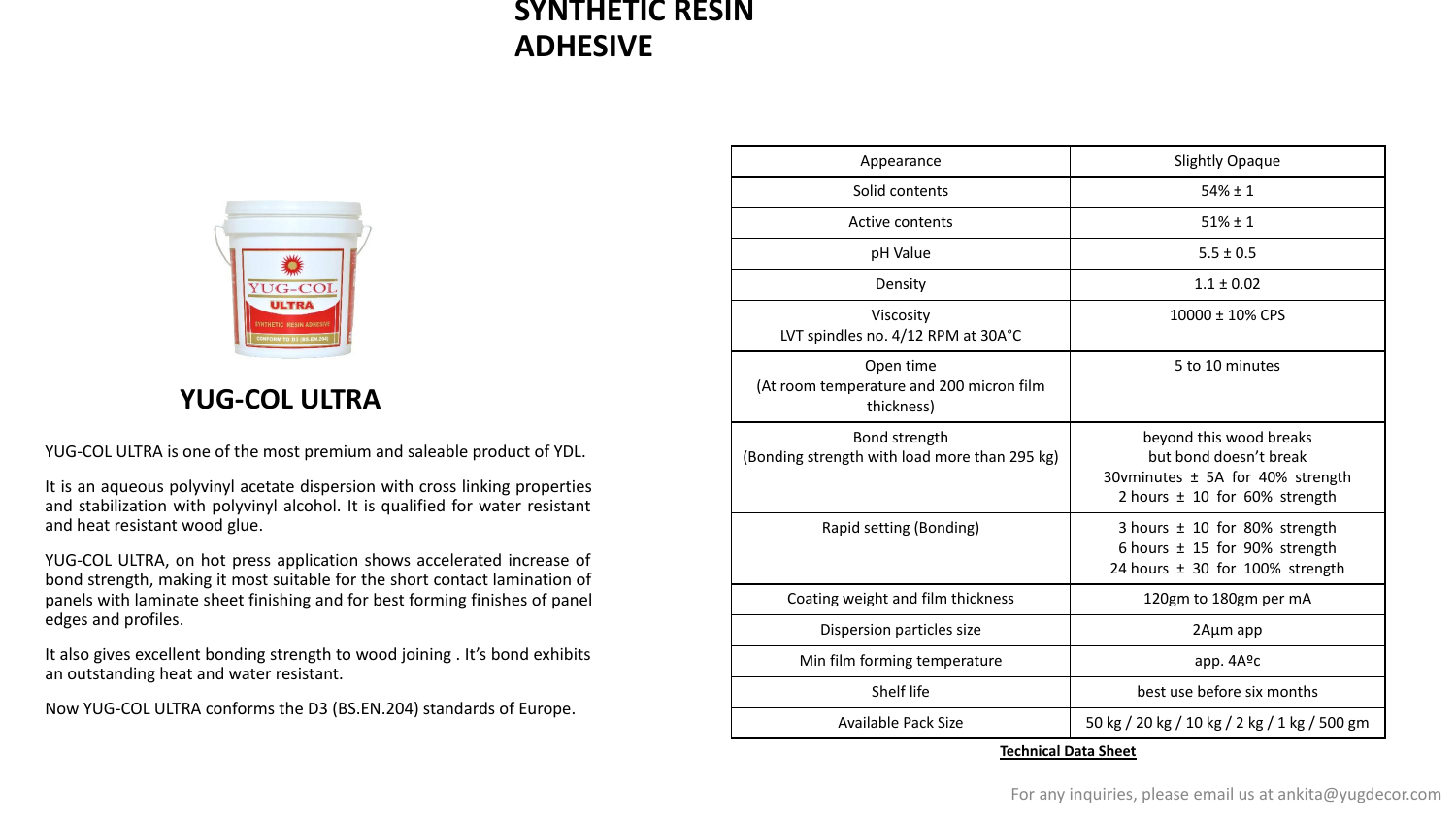# SYNTHETIC RESIN ADHESIVE

## YUG-COL ULTRA

YUG-COL ULTRA is one of the most premium and saleable product of YDL.

It is an aqueous polyvinyl acetate dispersion with cross linking properties and stabilization with polyvinyl alcohol. It is qualified for water resistant and heat resistant wood glue.

YUG-COL ULTRA, on hot press application shows accelerated increase of bond strength, making it most suitable for the short contact lamination of panels with laminate sheet finishing and for best forming finishes of panel edges and profiles.

It also gives excellent bonding strength to wood joining . It's bond exhibits an outstanding heat and water resistant.

Now YUG-COL ULTRA conforms the D3 (BS.EN.204) standards of Europe.

| | |
|---|---|
| Appearance | Slightly Opaque |
| Solid contents | 54% ± 1 |
| Active contents | 51% ± 1 |
| pH Value | 5.5 ± 0.5 |
| Density | 1.1 ± 0.02 |
| Viscosity LVT spindles no. 4/12 RPM at 30A°C | 10000 ± 10% CPS |
| Open time (At room temperature and 200 micron film thickness) | 5 to 10 minutes |
| Bond strength (Bonding strength with load more than 295 kg) | beyond this wood breaks but bond doesn't break 30vminutes ± 5A for 40% strength 2 hours ± 10 for 60% strength |
| Rapid setting (Bonding) | 3 hours ± 10 for 80% strength 6 hours ± 15 for 90% strength 24 hours ± 30 for 100% strength |
| Coating weight and film thickness | 120gm to 180gm per mA |
| Dispersion particles size | 2Aµm app |
| Min film forming temperature | app. 4Aºc |
| Shelf life | best use before six months |
| Available Pack Size | 50 kg / 20 kg / 10 kg / 2 kg / 1 kg / 500 gm |

**Technical Data Sheet**

For any inquiries, please email us at ankita@yugdecor.com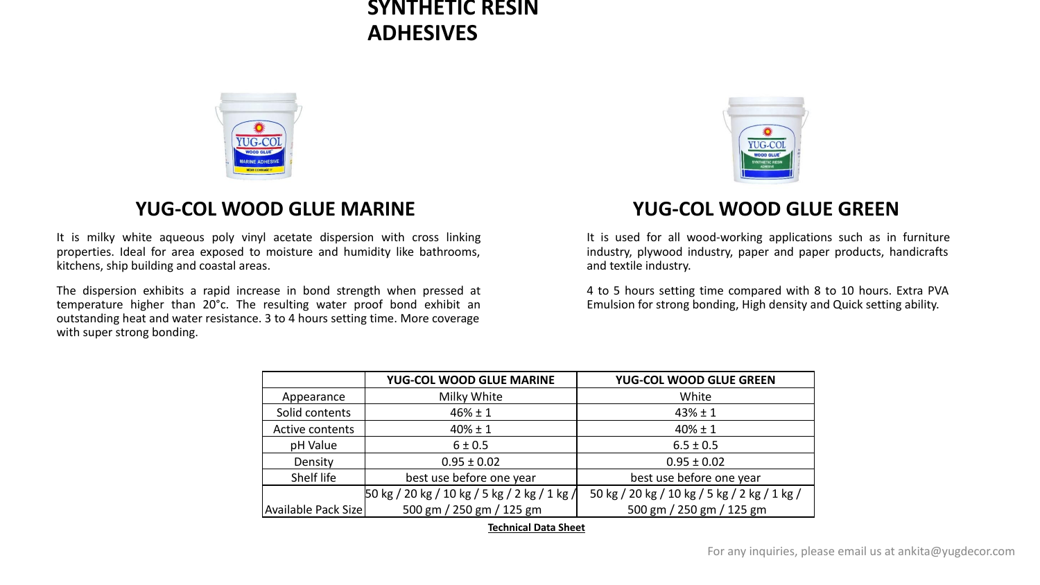# SYNTHETIC RESIN ADHESIVES

## YUG-COL WOOD GLUE MARINE

It is milky white aqueous poly vinyl acetate dispersion with cross linking properties. Ideal for area exposed to moisture and humidity like bathrooms, kitchens, ship building and coastal areas.

The dispersion exhibits a rapid increase in bond strength when pressed at temperature higher than 20°c. The resulting water proof bond exhibit an outstanding heat and water resistance. 3 to 4 hours setting time. More coverage with super strong bonding.

## YUG-COL WOOD GLUE GREEN

It is used for all wood-working applications such as in furniture industry, plywood industry, paper and paper products, handicrafts and textile industry.

4 to 5 hours setting time compared with 8 to 10 hours. Extra PVA Emulsion for strong bonding, High density and Quick setting ability.

| | YUG-COL WOOD GLUE MARINE | YUG-COL WOOD GLUE GREEN |
|---|---|---|
| Appearance | Milky White | White |
| Solid contents | 46% ± 1 | 43% ± 1 |
| Active contents | 40% ± 1 | 40% ± 1 |
| pH Value | 6 ± 0.5 | 6.5 ± 0.5 |
| Density | 0.95 ± 0.02 | 0.95 ± 0.02 |
| Shelf life | best use before one year | best use before one year |
| Available Pack Size | 50 kg / 20 kg / 10 kg / 5 kg / 2 kg / 1 kg / 500 gm / 250 gm / 125 gm | 50 kg / 20 kg / 10 kg / 5 kg / 2 kg / 1 kg / 500 gm / 250 gm / 125 gm |

**Technical Data Sheet**

For any inquiries, please email us at ankita@yugdecor.com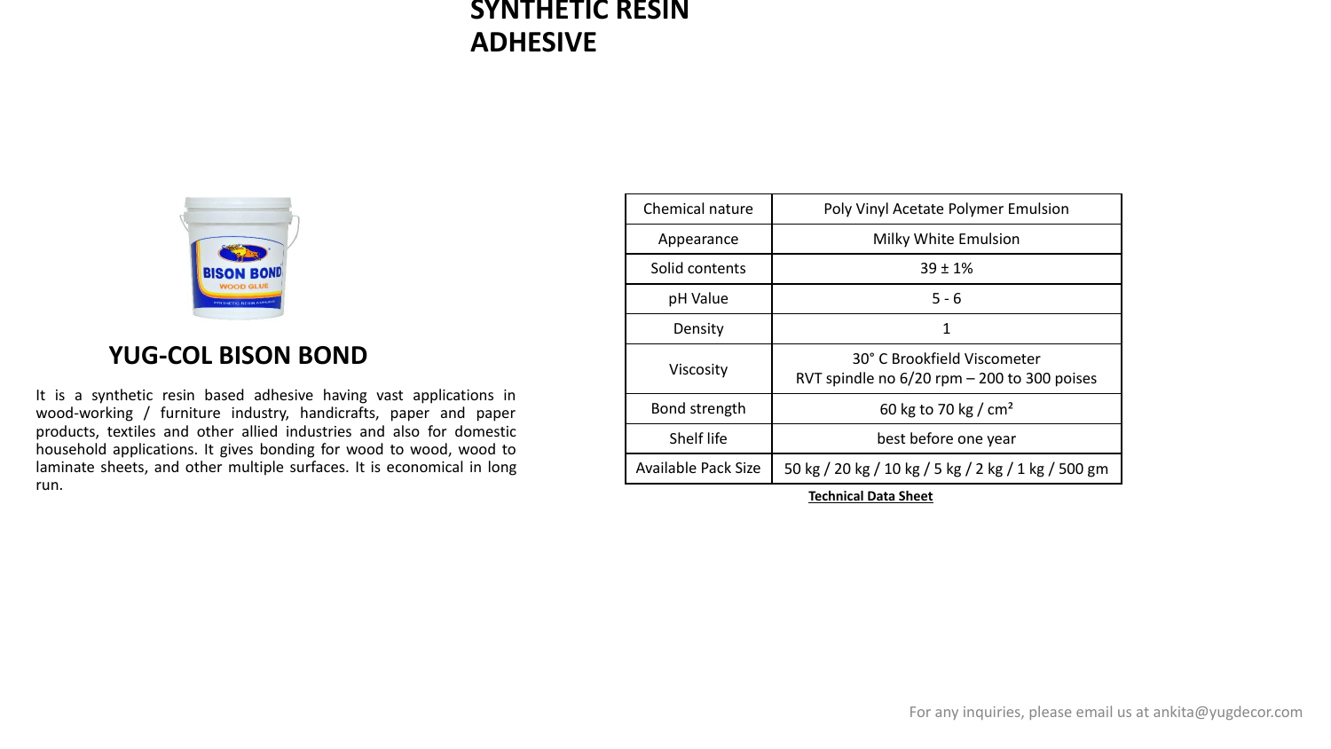# SYNTHETIC RESIN ADHESIVE

## YUG-COL BISON BOND

It is a synthetic resin based adhesive having vast applications in wood-working / furniture industry, handicrafts, paper and paper products, textiles and other allied industries and also for domestic household applications. It gives bonding for wood to wood, wood to laminate sheets, and other multiple surfaces. It is economical in long run.

| | |
|---|---|
| Chemical nature | Poly Vinyl Acetate Polymer Emulsion |
| Appearance | Milky White Emulsion |
| Solid contents | 39 ± 1% |
| pH Value | 5 - 6 |
| Density | 1 |
| Viscosity | 30° C Brookfield Viscometer RVT spindle no 6/20 rpm – 200 to 300 poises |
| Bond strength | 60 kg to 70 kg / cm² |
| Shelf life | best before one year |
| Available Pack Size | 50 kg / 20 kg / 10 kg / 5 kg / 2 kg / 1 kg / 500 gm |

**Technical Data Sheet**

For any inquiries, please email us at ankita@yugdecor.com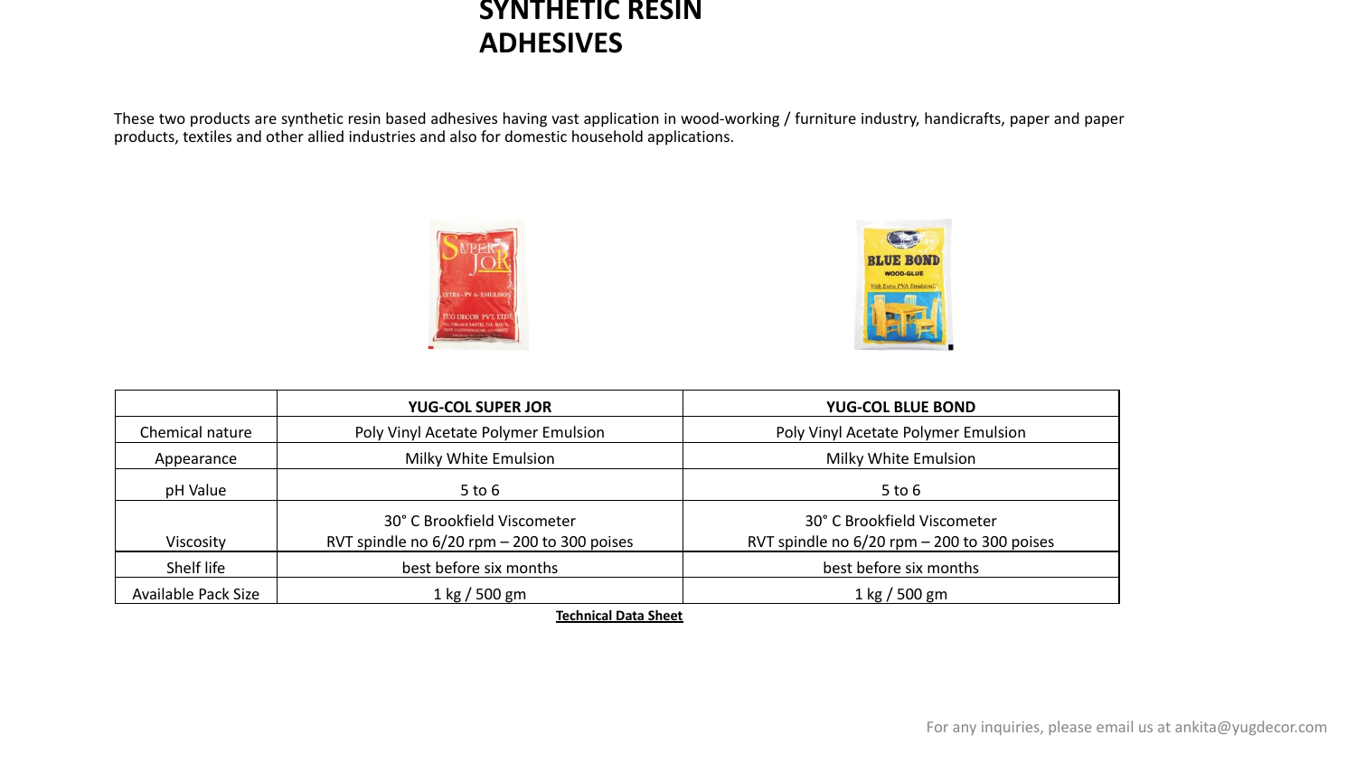# SYNTHETIC RESIN ADHESIVES

These two products are synthetic resin based adhesives having vast application in wood-working / furniture industry, handicrafts, paper and paper products, textiles and other allied industries and also for domestic household applications.

| | YUG-COL SUPER JOR | YUG-COL BLUE BOND |
|---|---|---|
| Chemical nature | Poly Vinyl Acetate Polymer Emulsion | Poly Vinyl Acetate Polymer Emulsion |
| Appearance | Milky White Emulsion | Milky White Emulsion |
| pH Value | 5 to 6 | 5 to 6 |
| Viscosity | 30° C Brookfield Viscometer RVT spindle no 6/20 rpm – 200 to 300 poises | 30° C Brookfield Viscometer RVT spindle no 6/20 rpm – 200 to 300 poises |
| Shelf life | best before six months | best before six months |
| Available Pack Size | 1 kg / 500 gm | 1 kg / 500 gm |

**Technical Data Sheet**

For any inquiries, please email us at ankita@yugdecor.com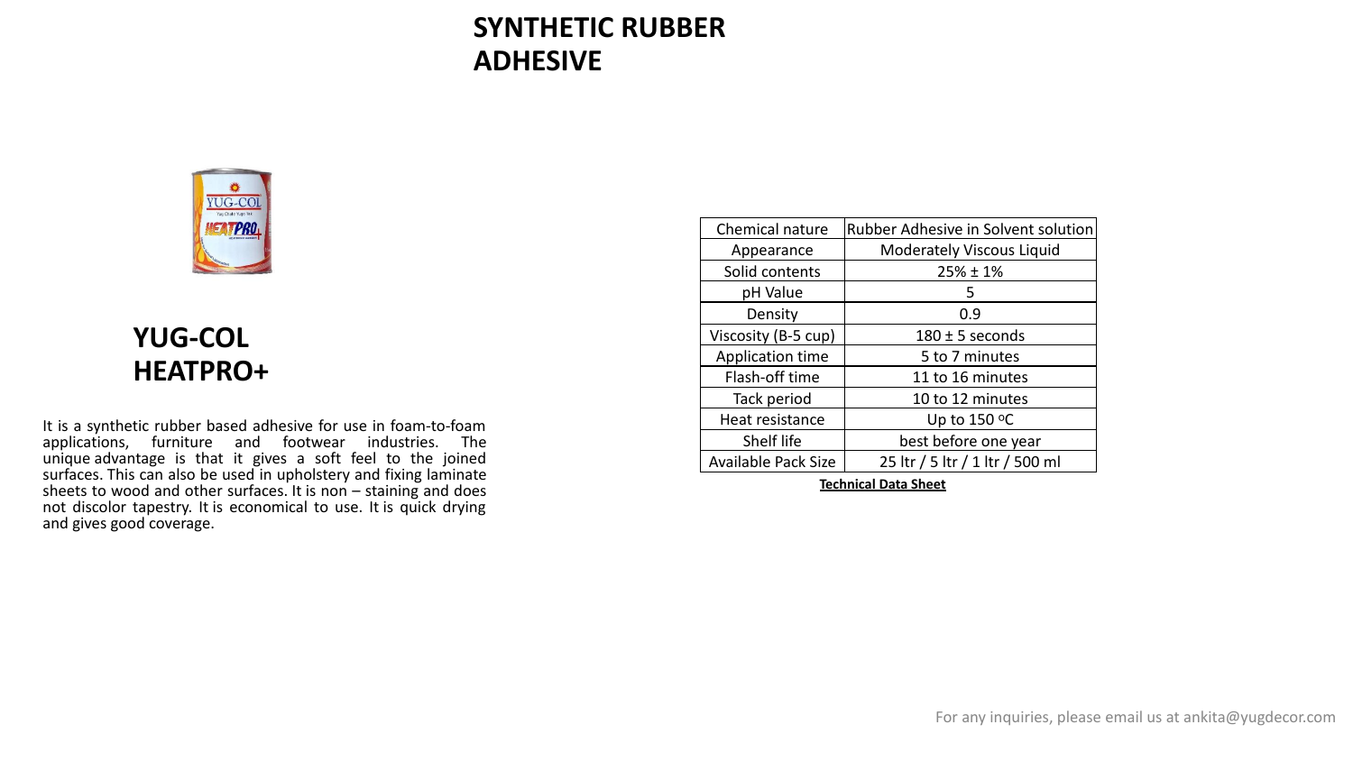# SYNTHETIC RUBBER ADHESIVE

## YUG-COL HEATPRO+

It is a synthetic rubber based adhesive for use in foam-to-foam applications, furniture and footwear industries. The unique advantage is that it gives a soft feel to the joined surfaces. This can also be used in upholstery and fixing laminate sheets to wood and other surfaces. It is non – staining and does not discolor tapestry. It is economical to use. It is quick drying and gives good coverage.

| | |
|---|---|
| Chemical nature | Rubber Adhesive in Solvent solution |
| Appearance | Moderately Viscous Liquid |
| Solid contents | 25% ± 1% |
| pH Value | 5 |
| Density | 0.9 |
| Viscosity (B-5 cup) | 180 ± 5 seconds |
| Application time | 5 to 7 minutes |
| Flash-off time | 11 to 16 minutes |
| Tack period | 10 to 12 minutes |
| Heat resistance | Up to 150 $^{o}$C |
| Shelf life | best before one year |
| Available Pack Size | 25 ltr / 5 ltr / 1 ltr / 500 ml |

**Technical Data Sheet**

For any inquiries, please email us at ankita@yugdecor.com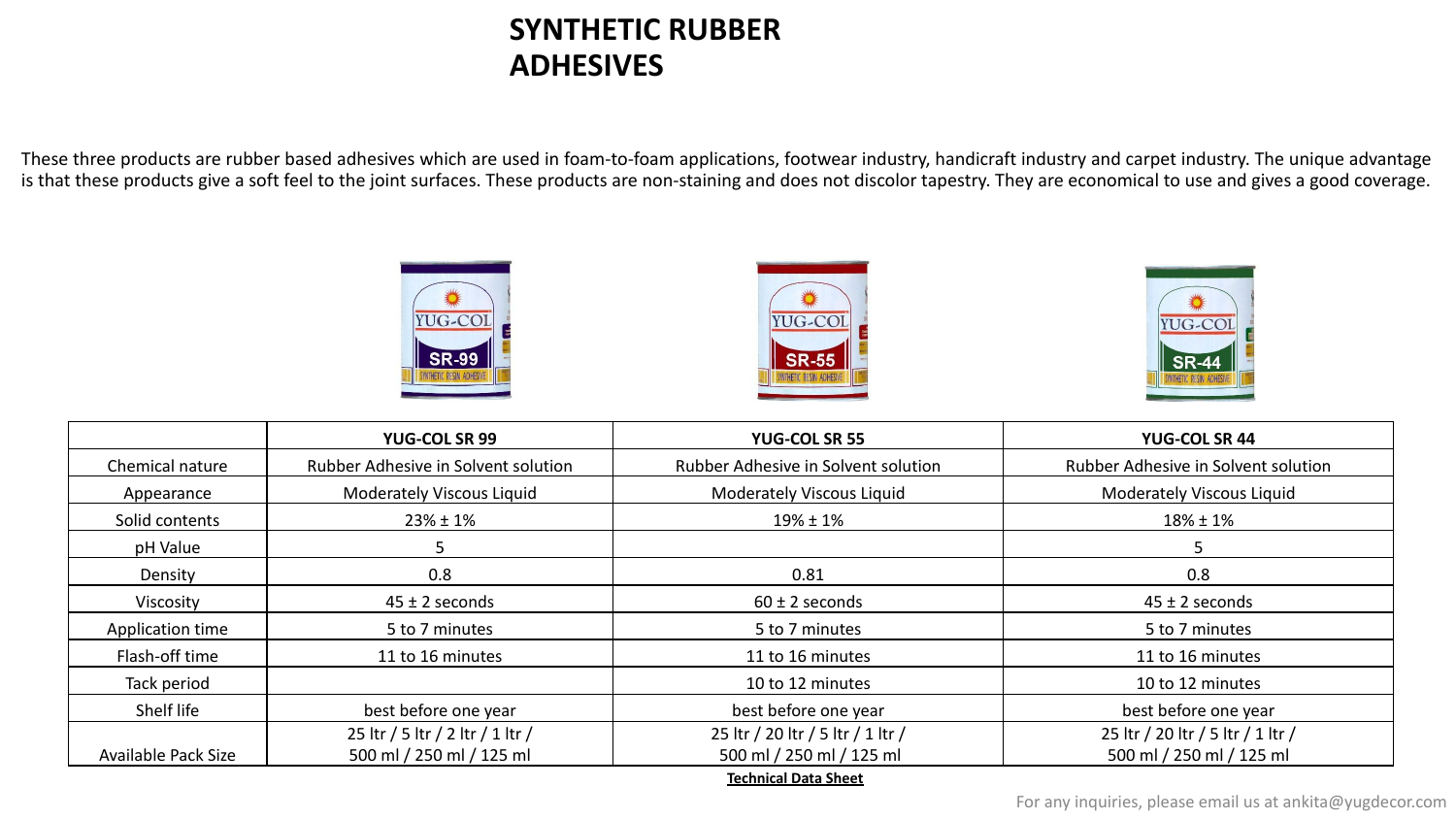# SYNTHETIC RUBBER ADHESIVES

These three products are rubber based adhesives which are used in foam-to-foam applications, footwear industry, handicraft industry and carpet industry. The unique advantage is that these products give a soft feel to the joint surfaces. These products are non-staining and does not discolor tapestry. They are economical to use and gives a good coverage.

| | YUG-COL SR 99 | YUG-COL SR 55 | YUG-COL SR 44 |
|---|---|---|---|
| Chemical nature | Rubber Adhesive in Solvent solution | Rubber Adhesive in Solvent solution | Rubber Adhesive in Solvent solution |
| Appearance | Moderately Viscous Liquid | Moderately Viscous Liquid | Moderately Viscous Liquid |
| Solid contents | 23% ± 1% | 19% ± 1% | 18% ± 1% |
| pH Value | 5 | | 5 |
| Density | 0.8 | 0.81 | 0.8 |
| Viscosity | 45 ± 2 seconds | 60 ± 2 seconds | 45 ± 2 seconds |
| Application time | 5 to 7 minutes | 5 to 7 minutes | 5 to 7 minutes |
| Flash-off time | 11 to 16 minutes | 11 to 16 minutes | 11 to 16 minutes |
| Tack period | | 10 to 12 minutes | 10 to 12 minutes |
| Shelf life | best before one year | best before one year | best before one year |
| Available Pack Size | 25 ltr / 5 ltr / 2 ltr / 1 ltr / 500 ml / 250 ml / 125 ml | 25 ltr / 20 ltr / 5 ltr / 1 ltr / 500 ml / 250 ml / 125 ml | 25 ltr / 20 ltr / 5 ltr / 1 ltr / 500 ml / 250 ml / 125 ml |

**Technical Data Sheet**

For any inquiries, please email us at ankita@yugdecor.com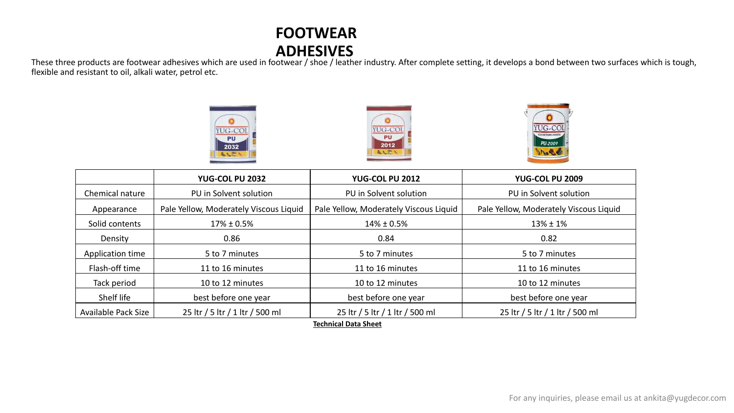# FOOTWEAR ADHESIVES

These three products are footwear adhesives which are used in footwear / shoe / leather industry. After complete setting, it develops a bond between two surfaces which is tough, flexible and resistant to oil, alkali water, petrol etc.

| | YUG-COL PU 2032 | YUG-COL PU 2012 | YUG-COL PU 2009 |
|---|---|---|---|
| Chemical nature | PU in Solvent solution | PU in Solvent solution | PU in Solvent solution |
| Appearance | Pale Yellow, Moderately Viscous Liquid | Pale Yellow, Moderately Viscous Liquid | Pale Yellow, Moderately Viscous Liquid |
| Solid contents | 17% ± 0.5% | 14% ± 0.5% | 13% ± 1% |
| Density | 0.86 | 0.84 | 0.82 |
| Application time | 5 to 7 minutes | 5 to 7 minutes | 5 to 7 minutes |
| Flash-off time | 11 to 16 minutes | 11 to 16 minutes | 11 to 16 minutes |
| Tack period | 10 to 12 minutes | 10 to 12 minutes | 10 to 12 minutes |
| Shelf life | best before one year | best before one year | best before one year |
| Available Pack Size | 25 ltr / 5 ltr / 1 ltr / 500 ml | 25 ltr / 5 ltr / 1 ltr / 500 ml | 25 ltr / 5 ltr / 1 ltr / 500 ml |

**Technical Data Sheet**

For any inquiries, please email us at ankita@yugdecor.com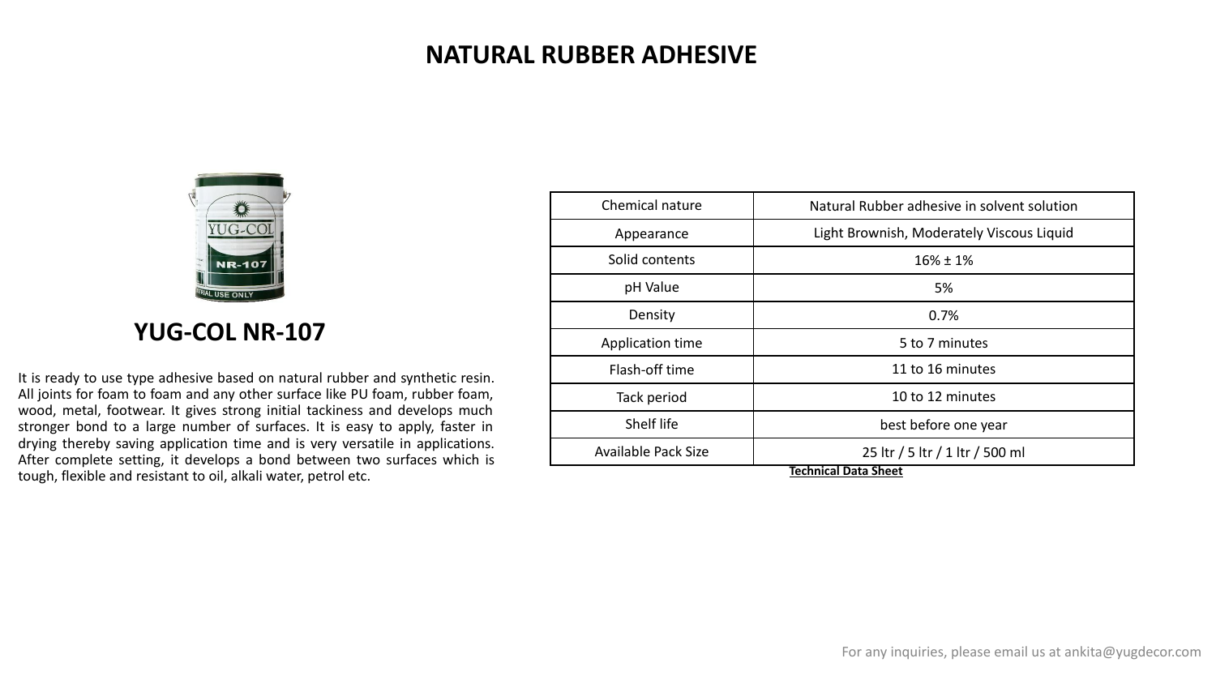# NATURAL RUBBER ADHESIVE

## YUG-COL NR-107

It is ready to use type adhesive based on natural rubber and synthetic resin. All joints for foam to foam and any other surface like PU foam, rubber foam, wood, metal, footwear. It gives strong initial tackiness and develops much stronger bond to a large number of surfaces. It is easy to apply, faster in drying thereby saving application time and is very versatile in applications. After complete setting, it develops a bond between two surfaces which is tough, flexible and resistant to oil, alkali water, petrol etc.

| | |
|---|---|
| Chemical nature | Natural Rubber adhesive in solvent solution |
| Appearance | Light Brownish, Moderately Viscous Liquid |
| Solid contents | 16% ± 1% |
| pH Value | 5% |
| Density | 0.7% |
| Application time | 5 to 7 minutes |
| Flash-off time | 11 to 16 minutes |
| Tack period | 10 to 12 minutes |
| Shelf life | best before one year |
| Available Pack Size | 25 ltr / 5 ltr / 1 ltr / 500 ml |

**Technical Data Sheet**

For any inquiries, please email us at ankita@yugdecor.com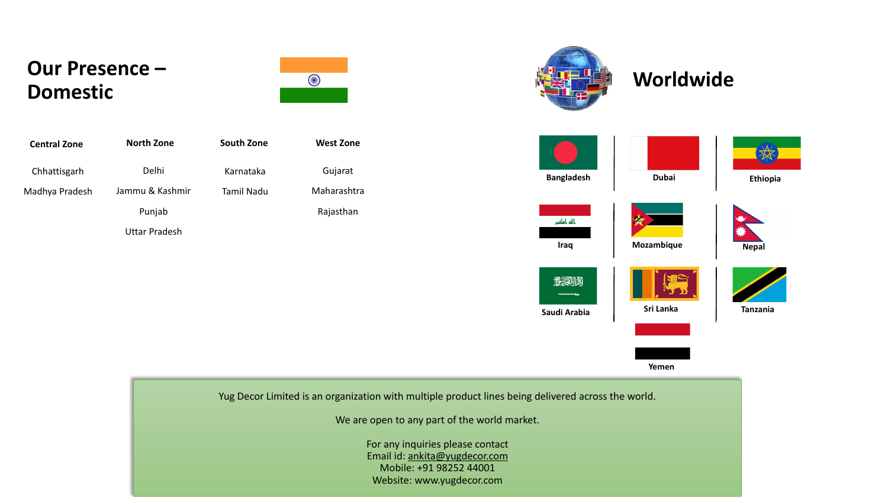## Our Presence – Domestic

| Central Zone | North Zone | South Zone | West Zone |
| --- | --- | --- | --- |
| Chhattisgarh | Delhi | Karnataka | Gujarat |
| Madhya Pradesh | Jammu & Kashmir | Tamil Nadu | Maharashtra |
| | Punjab | | Rajasthan |
| | Uttar Pradesh | | |

## Worldwide

Bangladesh

Dubai

Ethiopia

Iraq

Mozambique

Nepal

Saudi Arabia

Sri Lanka

Tanzania

Yemen

Yug Decor Limited is an organization with multiple product lines being delivered across the world.

We are open to any part of the world market.

For any inquiries please contact
Email id: ankita@yugdecor.com
Mobile: +91 98252 44001
Website: www.yugdecor.com